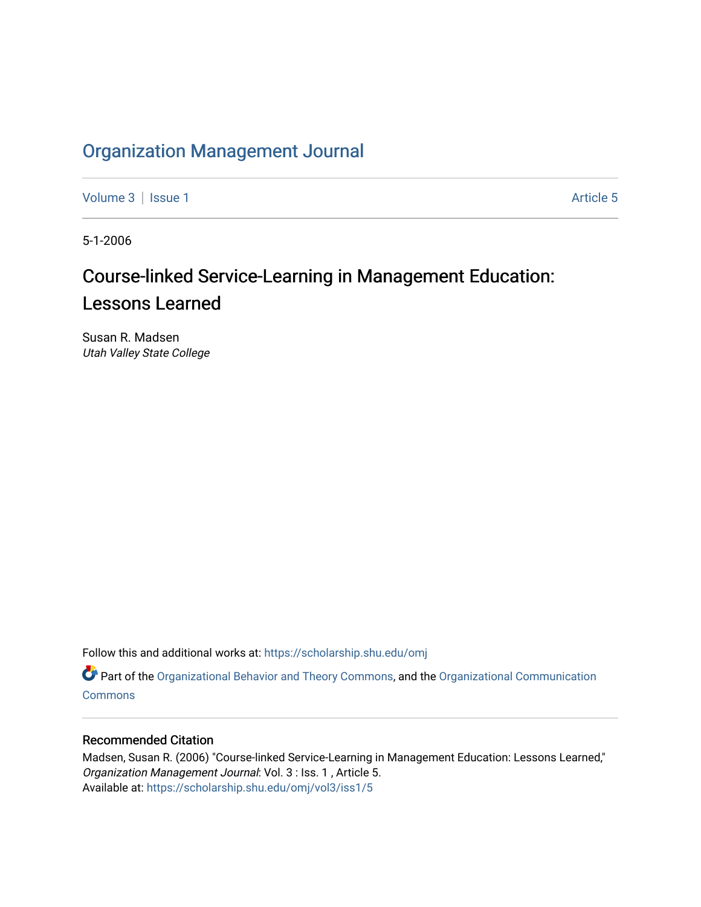# Organization Management Journal

Volume 3 | Issue 1 Article 5

5-1-2006

## Course-linked Service-Learning in Management Education: Lessons Learned

Susan R. Madsen
*Utah Valley State College*

Follow this and additional works at: https://scholarship.shu.edu/omj

Part of the Organizational Behavior and Theory Commons, and the Organizational Communication Commons

### Recommended Citation

Madsen, Susan R. (2006) "Course-linked Service-Learning in Management Education: Lessons Learned," *Organization Management Journal*: Vol. 3 : Iss. 1 , Article 5.
Available at: https://scholarship.shu.edu/omj/vol3/iss1/5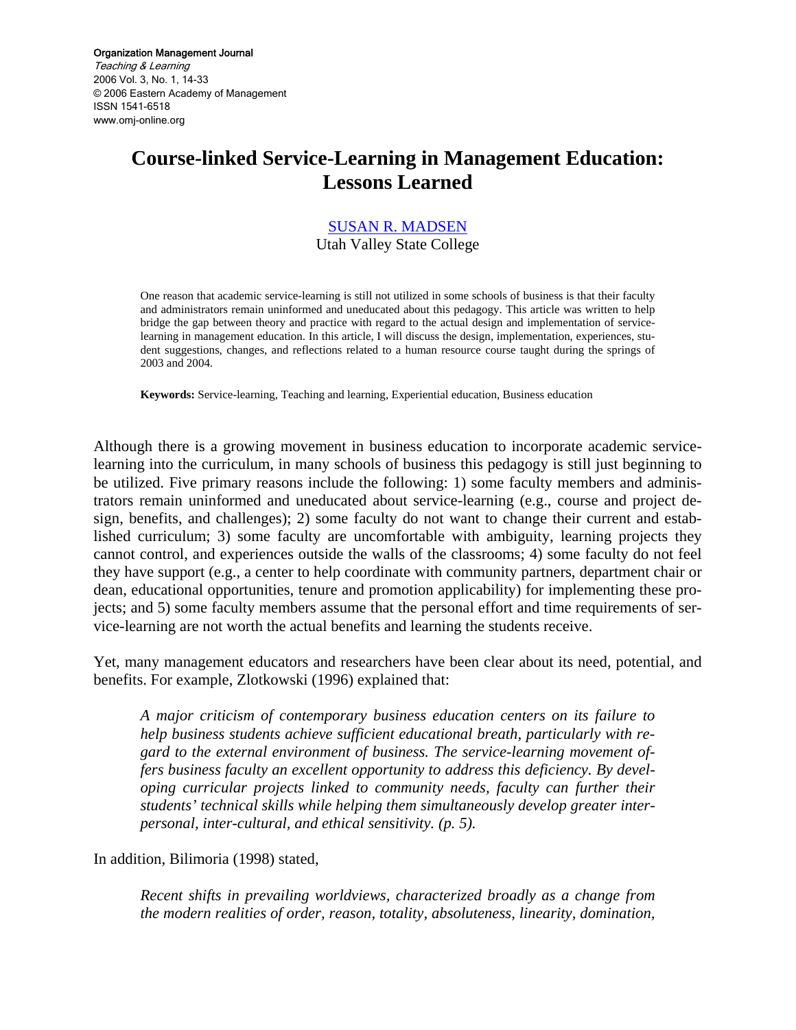# Course-linked Service-Learning in Management Education: Lessons Learned

[SUSAN R. MADSEN](#)

Utah Valley State College

One reason that academic service-learning is still not utilized in some schools of business is that their faculty and administrators remain uninformed and uneducated about this pedagogy. This article was written to help bridge the gap between theory and practice with regard to the actual design and implementation of service-learning in management education. In this article, I will discuss the design, implementation, experiences, student suggestions, changes, and reflections related to a human resource course taught during the springs of 2003 and 2004.

**Keywords:** Service-learning, Teaching and learning, Experiential education, Business education

Although there is a growing movement in business education to incorporate academic service-learning into the curriculum, in many schools of business this pedagogy is still just beginning to be utilized. Five primary reasons include the following: 1) some faculty members and administrators remain uninformed and uneducated about service-learning (e.g., course and project design, benefits, and challenges); 2) some faculty do not want to change their current and established curriculum; 3) some faculty are uncomfortable with ambiguity, learning projects they cannot control, and experiences outside the walls of the classrooms; 4) some faculty do not feel they have support (e.g., a center to help coordinate with community partners, department chair or dean, educational opportunities, tenure and promotion applicability) for implementing these projects; and 5) some faculty members assume that the personal effort and time requirements of service-learning are not worth the actual benefits and learning the students receive.

Yet, many management educators and researchers have been clear about its need, potential, and benefits. For example, Zlotkowski (1996) explained that:

> *A major criticism of contemporary business education centers on its failure to help business students achieve sufficient educational breath, particularly with regard to the external environment of business. The service-learning movement offers business faculty an excellent opportunity to address this deficiency. By developing curricular projects linked to community needs, faculty can further their students' technical skills while helping them simultaneously develop greater interpersonal, inter-cultural, and ethical sensitivity. (p. 5).*

In addition, Bilimoria (1998) stated,

> *Recent shifts in prevailing worldviews, characterized broadly as a change from the modern realities of order, reason, totality, absoluteness, linearity, domination,*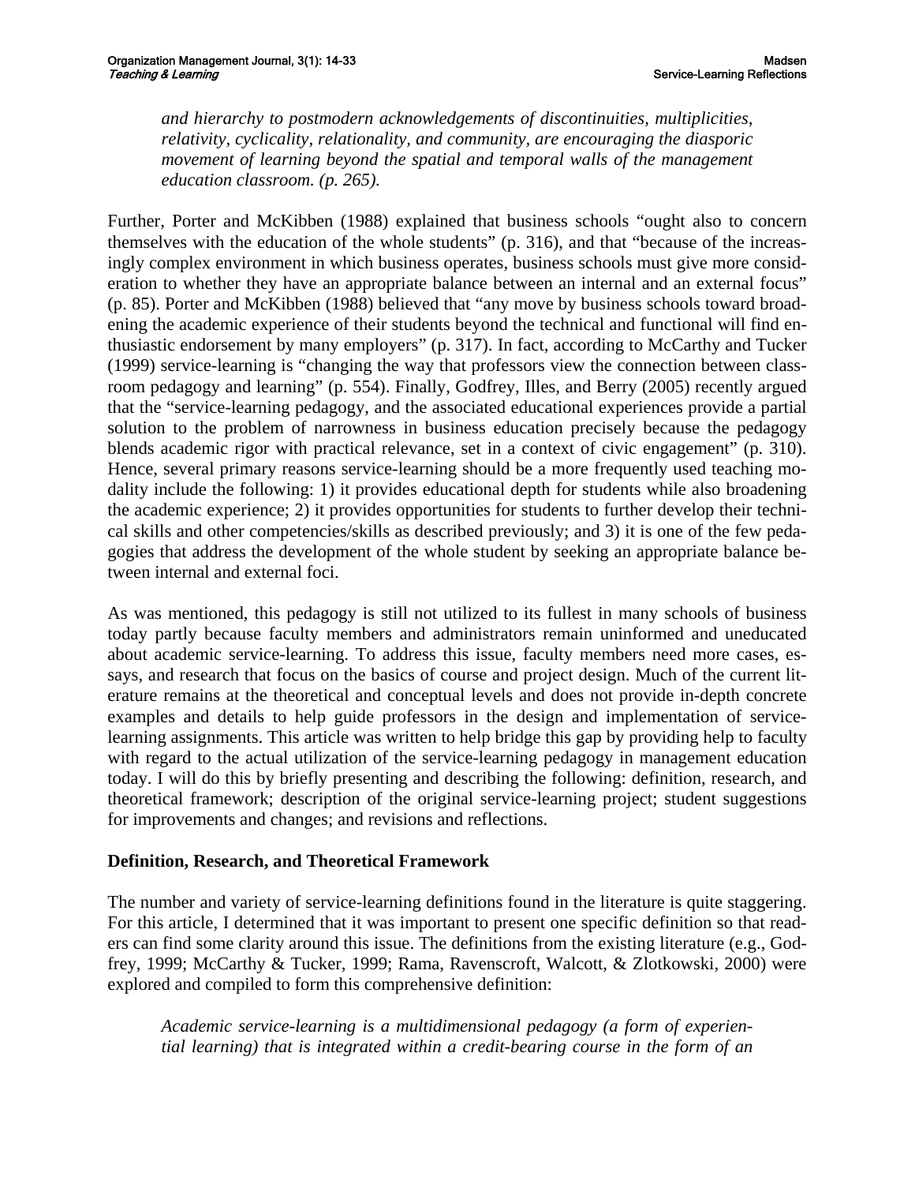*and hierarchy to postmodern acknowledgements of discontinuities, multiplicities, relativity, cyclicality, relationality, and community, are encouraging the diasporic movement of learning beyond the spatial and temporal walls of the management education classroom. (p. 265).*

Further, Porter and McKibben (1988) explained that business schools "ought also to concern themselves with the education of the whole students" (p. 316), and that "because of the increasingly complex environment in which business operates, business schools must give more consideration to whether they have an appropriate balance between an internal and an external focus" (p. 85). Porter and McKibben (1988) believed that "any move by business schools toward broadening the academic experience of their students beyond the technical and functional will find enthusiastic endorsement by many employers" (p. 317). In fact, according to McCarthy and Tucker (1999) service-learning is "changing the way that professors view the connection between classroom pedagogy and learning" (p. 554). Finally, Godfrey, Illes, and Berry (2005) recently argued that the "service-learning pedagogy, and the associated educational experiences provide a partial solution to the problem of narrowness in business education precisely because the pedagogy blends academic rigor with practical relevance, set in a context of civic engagement" (p. 310). Hence, several primary reasons service-learning should be a more frequently used teaching modality include the following: 1) it provides educational depth for students while also broadening the academic experience; 2) it provides opportunities for students to further develop their technical skills and other competencies/skills as described previously; and 3) it is one of the few pedagogies that address the development of the whole student by seeking an appropriate balance between internal and external foci.

As was mentioned, this pedagogy is still not utilized to its fullest in many schools of business today partly because faculty members and administrators remain uninformed and uneducated about academic service-learning. To address this issue, faculty members need more cases, essays, and research that focus on the basics of course and project design. Much of the current literature remains at the theoretical and conceptual levels and does not provide in-depth concrete examples and details to help guide professors in the design and implementation of service-learning assignments. This article was written to help bridge this gap by providing help to faculty with regard to the actual utilization of the service-learning pedagogy in management education today. I will do this by briefly presenting and describing the following: definition, research, and theoretical framework; description of the original service-learning project; student suggestions for improvements and changes; and revisions and reflections.

**Definition, Research, and Theoretical Framework**

The number and variety of service-learning definitions found in the literature is quite staggering. For this article, I determined that it was important to present one specific definition so that readers can find some clarity around this issue. The definitions from the existing literature (e.g., Godfrey, 1999; McCarthy & Tucker, 1999; Rama, Ravenscroft, Walcott, & Zlotkowski, 2000) were explored and compiled to form this comprehensive definition:

*Academic service-learning is a multidimensional pedagogy (a form of experiential learning) that is integrated within a credit-bearing course in the form of an*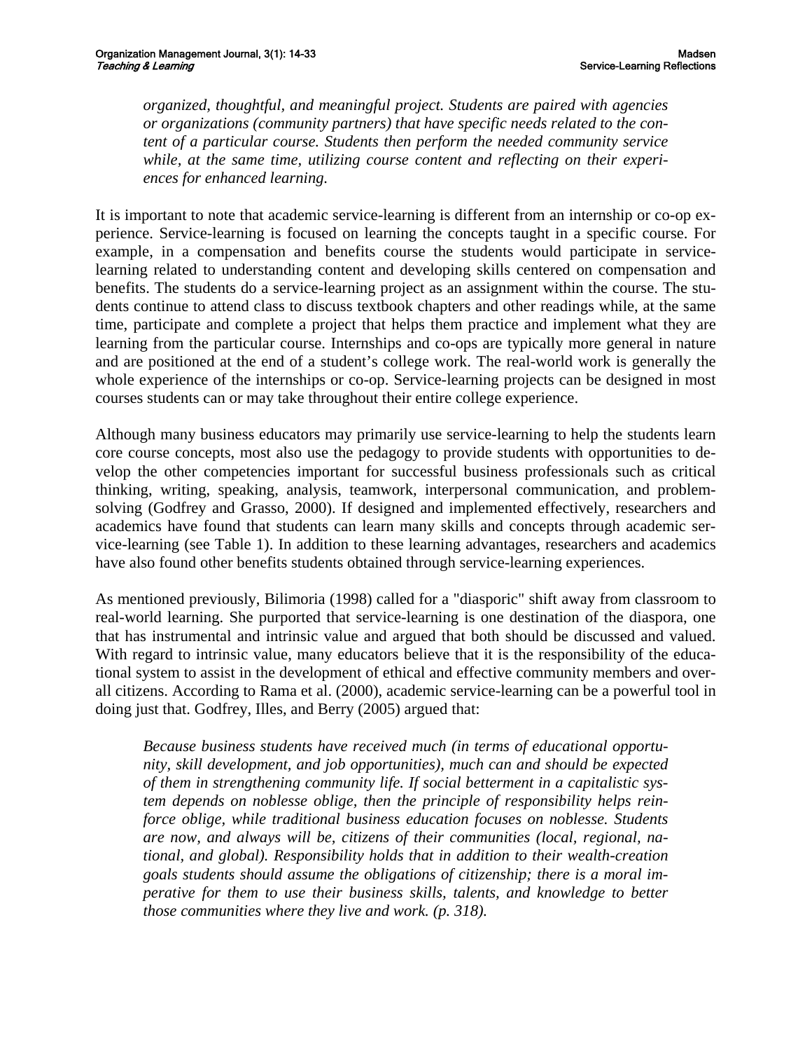*organized, thoughtful, and meaningful project. Students are paired with agencies or organizations (community partners) that have specific needs related to the content of a particular course. Students then perform the needed community service while, at the same time, utilizing course content and reflecting on their experiences for enhanced learning.*

It is important to note that academic service-learning is different from an internship or co-op experience. Service-learning is focused on learning the concepts taught in a specific course. For example, in a compensation and benefits course the students would participate in service-learning related to understanding content and developing skills centered on compensation and benefits. The students do a service-learning project as an assignment within the course. The students continue to attend class to discuss textbook chapters and other readings while, at the same time, participate and complete a project that helps them practice and implement what they are learning from the particular course. Internships and co-ops are typically more general in nature and are positioned at the end of a student's college work. The real-world work is generally the whole experience of the internships or co-op. Service-learning projects can be designed in most courses students can or may take throughout their entire college experience.

Although many business educators may primarily use service-learning to help the students learn core course concepts, most also use the pedagogy to provide students with opportunities to develop the other competencies important for successful business professionals such as critical thinking, writing, speaking, analysis, teamwork, interpersonal communication, and problem-solving (Godfrey and Grasso, 2000). If designed and implemented effectively, researchers and academics have found that students can learn many skills and concepts through academic service-learning (see Table 1). In addition to these learning advantages, researchers and academics have also found other benefits students obtained through service-learning experiences.

As mentioned previously, Bilimoria (1998) called for a "diasporic" shift away from classroom to real-world learning. She purported that service-learning is one destination of the diaspora, one that has instrumental and intrinsic value and argued that both should be discussed and valued. With regard to intrinsic value, many educators believe that it is the responsibility of the educational system to assist in the development of ethical and effective community members and overall citizens. According to Rama et al. (2000), academic service-learning can be a powerful tool in doing just that. Godfrey, Illes, and Berry (2005) argued that:

*Because business students have received much (in terms of educational opportunity, skill development, and job opportunities), much can and should be expected of them in strengthening community life. If social betterment in a capitalistic system depends on noblesse oblige, then the principle of responsibility helps reinforce oblige, while traditional business education focuses on noblesse. Students are now, and always will be, citizens of their communities (local, regional, national, and global). Responsibility holds that in addition to their wealth-creation goals students should assume the obligations of citizenship; there is a moral imperative for them to use their business skills, talents, and knowledge to better those communities where they live and work. (p. 318).*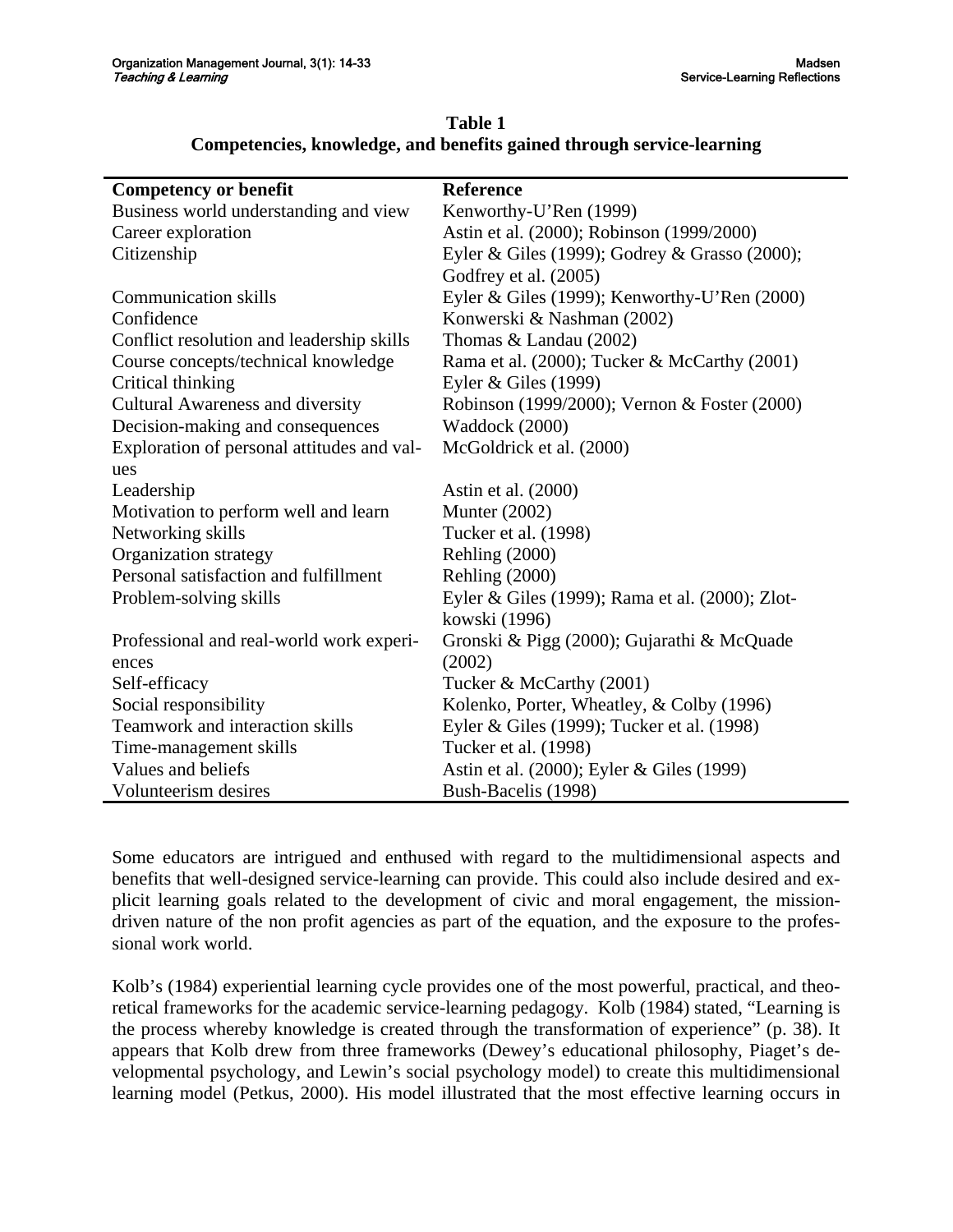**Table 1**
**Competencies, knowledge, and benefits gained through service-learning**

| Competency or benefit | Reference |
|---|---|
| Business world understanding and view | Kenworthy-U'Ren (1999) |
| Career exploration | Astin et al. (2000); Robinson (1999/2000) |
| Citizenship | Eyler & Giles (1999); Godrey & Grasso (2000); Godfrey et al. (2005) |
| Communication skills | Eyler & Giles (1999); Kenworthy-U'Ren (2000) |
| Confidence | Konwerski & Nashman (2002) |
| Conflict resolution and leadership skills | Thomas & Landau (2002) |
| Course concepts/technical knowledge | Rama et al. (2000); Tucker & McCarthy (2001) |
| Critical thinking | Eyler & Giles (1999) |
| Cultural Awareness and diversity | Robinson (1999/2000); Vernon & Foster (2000) |
| Decision-making and consequences | Waddock (2000) |
| Exploration of personal attitudes and values | McGoldrick et al. (2000) |
| Leadership | Astin et al. (2000) |
| Motivation to perform well and learn | Munter (2002) |
| Networking skills | Tucker et al. (1998) |
| Organization strategy | Rehling (2000) |
| Personal satisfaction and fulfillment | Rehling (2000) |
| Problem-solving skills | Eyler & Giles (1999); Rama et al. (2000); Zlotkowski (1996) |
| Professional and real-world work experiences | Gronski & Pigg (2000); Gujarathi & McQuade (2002) |
| Self-efficacy | Tucker & McCarthy (2001) |
| Social responsibility | Kolenko, Porter, Wheatley, & Colby (1996) |
| Teamwork and interaction skills | Eyler & Giles (1999); Tucker et al. (1998) |
| Time-management skills | Tucker et al. (1998) |
| Values and beliefs | Astin et al. (2000); Eyler & Giles (1999) |
| Volunteerism desires | Bush-Bacelis (1998) |

Some educators are intrigued and enthused with regard to the multidimensional aspects and benefits that well-designed service-learning can provide. This could also include desired and explicit learning goals related to the development of civic and moral engagement, the mission-driven nature of the non profit agencies as part of the equation, and the exposure to the professional work world.

Kolb's (1984) experiential learning cycle provides one of the most powerful, practical, and theoretical frameworks for the academic service-learning pedagogy. Kolb (1984) stated, "Learning is the process whereby knowledge is created through the transformation of experience" (p. 38). It appears that Kolb drew from three frameworks (Dewey's educational philosophy, Piaget's developmental psychology, and Lewin's social psychology model) to create this multidimensional learning model (Petkus, 2000). His model illustrated that the most effective learning occurs in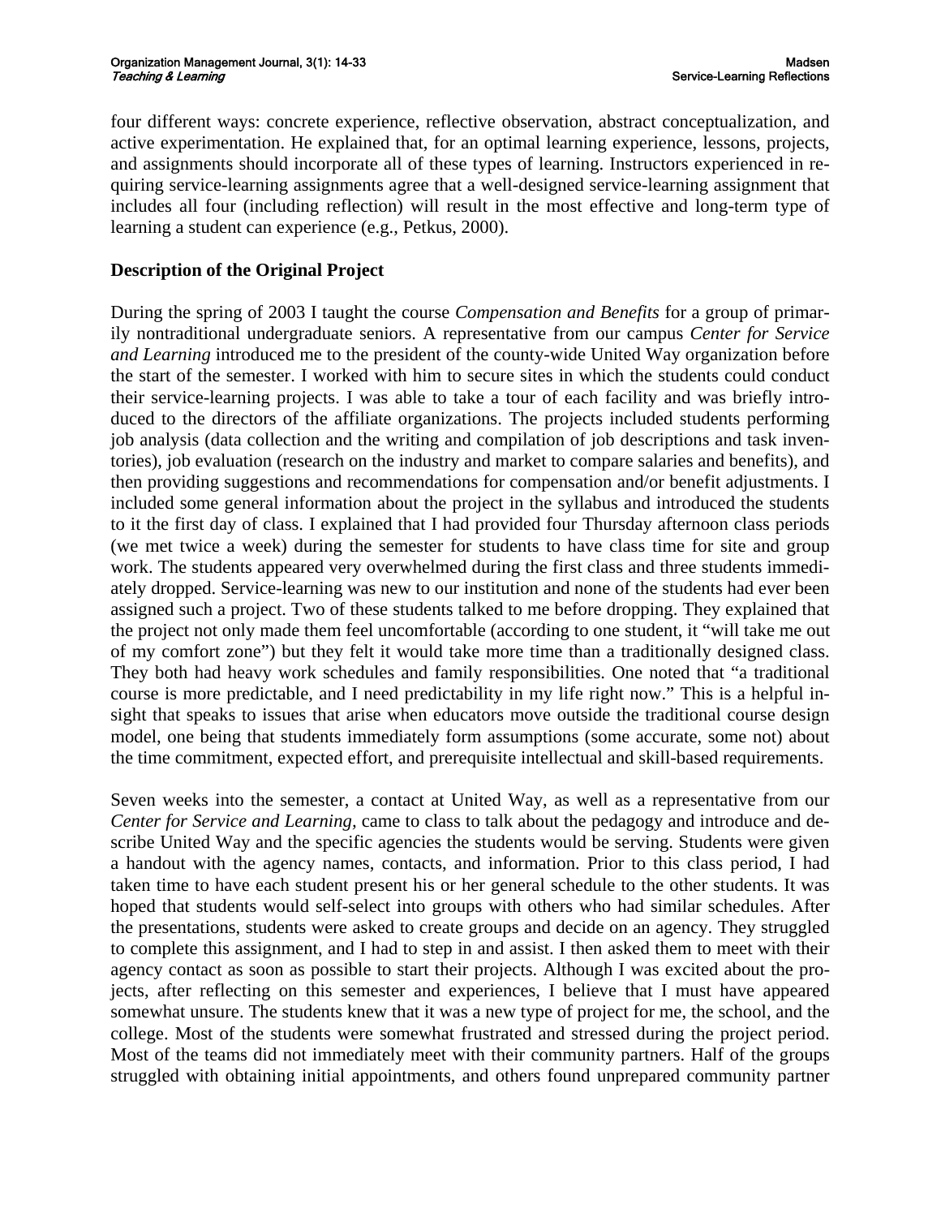four different ways: concrete experience, reflective observation, abstract conceptualization, and active experimentation. He explained that, for an optimal learning experience, lessons, projects, and assignments should incorporate all of these types of learning. Instructors experienced in requiring service-learning assignments agree that a well-designed service-learning assignment that includes all four (including reflection) will result in the most effective and long-term type of learning a student can experience (e.g., Petkus, 2000).

## Description of the Original Project

During the spring of 2003 I taught the course *Compensation and Benefits* for a group of primarily nontraditional undergraduate seniors. A representative from our campus *Center for Service and Learning* introduced me to the president of the county-wide United Way organization before the start of the semester. I worked with him to secure sites in which the students could conduct their service-learning projects. I was able to take a tour of each facility and was briefly introduced to the directors of the affiliate organizations. The projects included students performing job analysis (data collection and the writing and compilation of job descriptions and task inventories), job evaluation (research on the industry and market to compare salaries and benefits), and then providing suggestions and recommendations for compensation and/or benefit adjustments. I included some general information about the project in the syllabus and introduced the students to it the first day of class. I explained that I had provided four Thursday afternoon class periods (we met twice a week) during the semester for students to have class time for site and group work. The students appeared very overwhelmed during the first class and three students immediately dropped. Service-learning was new to our institution and none of the students had ever been assigned such a project. Two of these students talked to me before dropping. They explained that the project not only made them feel uncomfortable (according to one student, it "will take me out of my comfort zone") but they felt it would take more time than a traditionally designed class. They both had heavy work schedules and family responsibilities. One noted that "a traditional course is more predictable, and I need predictability in my life right now." This is a helpful insight that speaks to issues that arise when educators move outside the traditional course design model, one being that students immediately form assumptions (some accurate, some not) about the time commitment, expected effort, and prerequisite intellectual and skill-based requirements.

Seven weeks into the semester, a contact at United Way, as well as a representative from our *Center for Service and Learning*, came to class to talk about the pedagogy and introduce and describe United Way and the specific agencies the students would be serving. Students were given a handout with the agency names, contacts, and information. Prior to this class period, I had taken time to have each student present his or her general schedule to the other students. It was hoped that students would self-select into groups with others who had similar schedules. After the presentations, students were asked to create groups and decide on an agency. They struggled to complete this assignment, and I had to step in and assist. I then asked them to meet with their agency contact as soon as possible to start their projects. Although I was excited about the projects, after reflecting on this semester and experiences, I believe that I must have appeared somewhat unsure. The students knew that it was a new type of project for me, the school, and the college. Most of the students were somewhat frustrated and stressed during the project period. Most of the teams did not immediately meet with their community partners. Half of the groups struggled with obtaining initial appointments, and others found unprepared community partner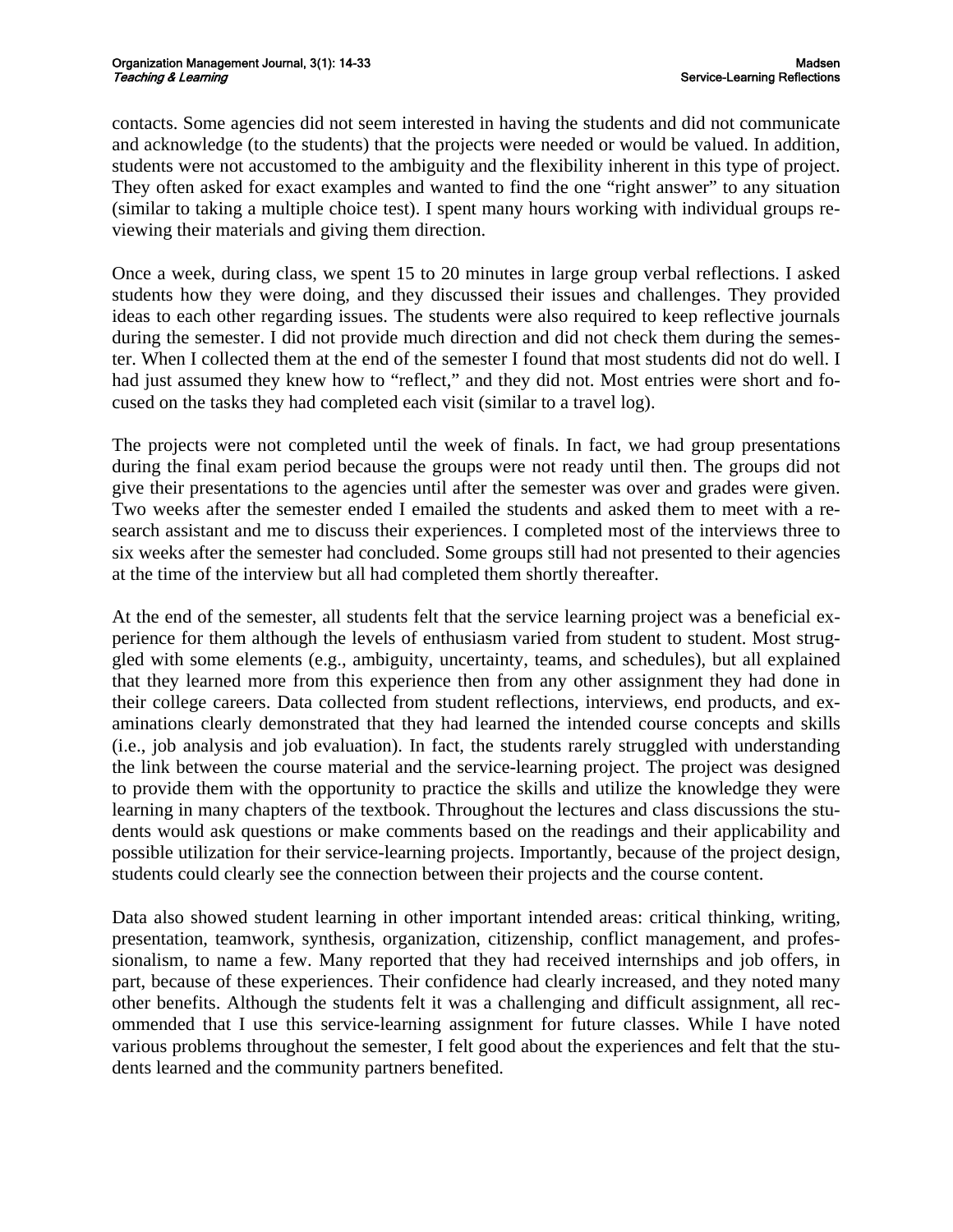contacts. Some agencies did not seem interested in having the students and did not communicate and acknowledge (to the students) that the projects were needed or would be valued. In addition, students were not accustomed to the ambiguity and the flexibility inherent in this type of project. They often asked for exact examples and wanted to find the one "right answer" to any situation (similar to taking a multiple choice test). I spent many hours working with individual groups reviewing their materials and giving them direction.

Once a week, during class, we spent 15 to 20 minutes in large group verbal reflections. I asked students how they were doing, and they discussed their issues and challenges. They provided ideas to each other regarding issues. The students were also required to keep reflective journals during the semester. I did not provide much direction and did not check them during the semester. When I collected them at the end of the semester I found that most students did not do well. I had just assumed they knew how to "reflect," and they did not. Most entries were short and focused on the tasks they had completed each visit (similar to a travel log).

The projects were not completed until the week of finals. In fact, we had group presentations during the final exam period because the groups were not ready until then. The groups did not give their presentations to the agencies until after the semester was over and grades were given. Two weeks after the semester ended I emailed the students and asked them to meet with a research assistant and me to discuss their experiences. I completed most of the interviews three to six weeks after the semester had concluded. Some groups still had not presented to their agencies at the time of the interview but all had completed them shortly thereafter.

At the end of the semester, all students felt that the service learning project was a beneficial experience for them although the levels of enthusiasm varied from student to student. Most struggled with some elements (e.g., ambiguity, uncertainty, teams, and schedules), but all explained that they learned more from this experience then from any other assignment they had done in their college careers. Data collected from student reflections, interviews, end products, and examinations clearly demonstrated that they had learned the intended course concepts and skills (i.e., job analysis and job evaluation). In fact, the students rarely struggled with understanding the link between the course material and the service-learning project. The project was designed to provide them with the opportunity to practice the skills and utilize the knowledge they were learning in many chapters of the textbook. Throughout the lectures and class discussions the students would ask questions or make comments based on the readings and their applicability and possible utilization for their service-learning projects. Importantly, because of the project design, students could clearly see the connection between their projects and the course content.

Data also showed student learning in other important intended areas: critical thinking, writing, presentation, teamwork, synthesis, organization, citizenship, conflict management, and professionalism, to name a few. Many reported that they had received internships and job offers, in part, because of these experiences. Their confidence had clearly increased, and they noted many other benefits. Although the students felt it was a challenging and difficult assignment, all recommended that I use this service-learning assignment for future classes. While I have noted various problems throughout the semester, I felt good about the experiences and felt that the students learned and the community partners benefited.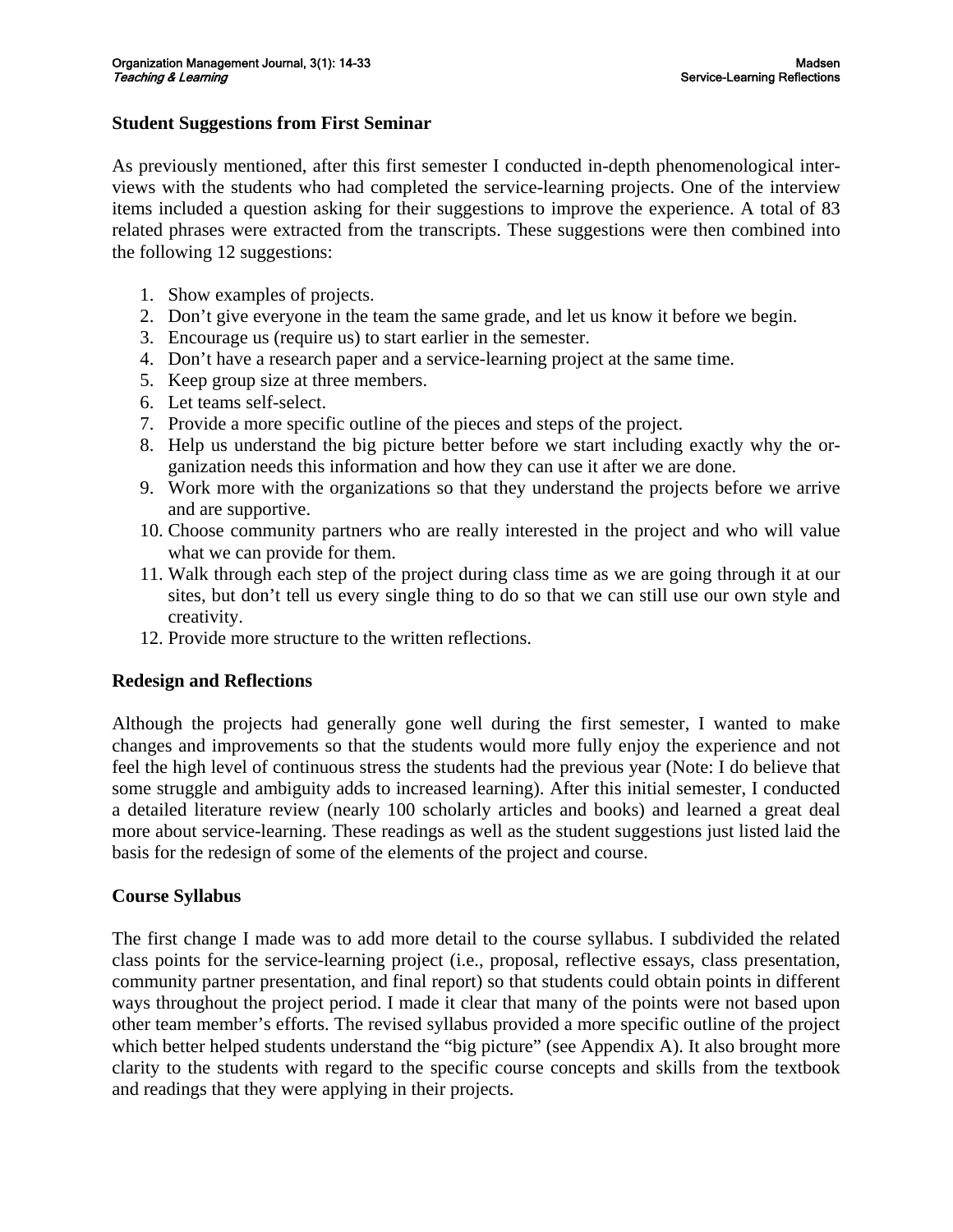### Student Suggestions from First Seminar

As previously mentioned, after this first semester I conducted in-depth phenomenological interviews with the students who had completed the service-learning projects. One of the interview items included a question asking for their suggestions to improve the experience. A total of 83 related phrases were extracted from the transcripts. These suggestions were then combined into the following 12 suggestions:

1. Show examples of projects.
2. Don't give everyone in the team the same grade, and let us know it before we begin.
3. Encourage us (require us) to start earlier in the semester.
4. Don't have a research paper and a service-learning project at the same time.
5. Keep group size at three members.
6. Let teams self-select.
7. Provide a more specific outline of the pieces and steps of the project.
8. Help us understand the big picture better before we start including exactly why the organization needs this information and how they can use it after we are done.
9. Work more with the organizations so that they understand the projects before we arrive and are supportive.
10. Choose community partners who are really interested in the project and who will value what we can provide for them.
11. Walk through each step of the project during class time as we are going through it at our sites, but don't tell us every single thing to do so that we can still use our own style and creativity.
12. Provide more structure to the written reflections.

### Redesign and Reflections

Although the projects had generally gone well during the first semester, I wanted to make changes and improvements so that the students would more fully enjoy the experience and not feel the high level of continuous stress the students had the previous year (Note: I do believe that some struggle and ambiguity adds to increased learning). After this initial semester, I conducted a detailed literature review (nearly 100 scholarly articles and books) and learned a great deal more about service-learning. These readings as well as the student suggestions just listed laid the basis for the redesign of some of the elements of the project and course.

### Course Syllabus

The first change I made was to add more detail to the course syllabus. I subdivided the related class points for the service-learning project (i.e., proposal, reflective essays, class presentation, community partner presentation, and final report) so that students could obtain points in different ways throughout the project period. I made it clear that many of the points were not based upon other team member's efforts. The revised syllabus provided a more specific outline of the project which better helped students understand the "big picture" (see Appendix A). It also brought more clarity to the students with regard to the specific course concepts and skills from the textbook and readings that they were applying in their projects.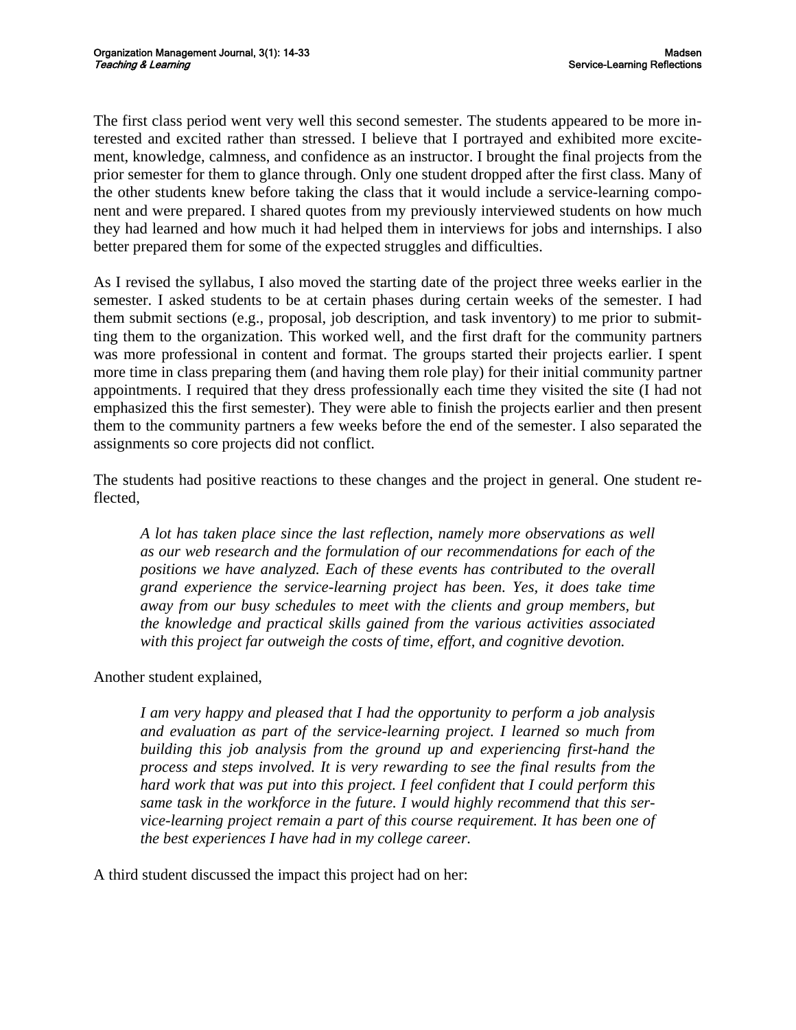The first class period went very well this second semester. The students appeared to be more interested and excited rather than stressed. I believe that I portrayed and exhibited more excitement, knowledge, calmness, and confidence as an instructor. I brought the final projects from the prior semester for them to glance through. Only one student dropped after the first class. Many of the other students knew before taking the class that it would include a service-learning component and were prepared. I shared quotes from my previously interviewed students on how much they had learned and how much it had helped them in interviews for jobs and internships. I also better prepared them for some of the expected struggles and difficulties.

As I revised the syllabus, I also moved the starting date of the project three weeks earlier in the semester. I asked students to be at certain phases during certain weeks of the semester. I had them submit sections (e.g., proposal, job description, and task inventory) to me prior to submitting them to the organization. This worked well, and the first draft for the community partners was more professional in content and format. The groups started their projects earlier. I spent more time in class preparing them (and having them role play) for their initial community partner appointments. I required that they dress professionally each time they visited the site (I had not emphasized this the first semester). They were able to finish the projects earlier and then present them to the community partners a few weeks before the end of the semester. I also separated the assignments so core projects did not conflict.

The students had positive reactions to these changes and the project in general. One student reflected,

> *A lot has taken place since the last reflection, namely more observations as well as our web research and the formulation of our recommendations for each of the positions we have analyzed. Each of these events has contributed to the overall grand experience the service-learning project has been. Yes, it does take time away from our busy schedules to meet with the clients and group members, but the knowledge and practical skills gained from the various activities associated with this project far outweigh the costs of time, effort, and cognitive devotion.*

Another student explained,

> *I am very happy and pleased that I had the opportunity to perform a job analysis and evaluation as part of the service-learning project. I learned so much from building this job analysis from the ground up and experiencing first-hand the process and steps involved. It is very rewarding to see the final results from the hard work that was put into this project. I feel confident that I could perform this same task in the workforce in the future. I would highly recommend that this service-learning project remain a part of this course requirement. It has been one of the best experiences I have had in my college career.*

A third student discussed the impact this project had on her: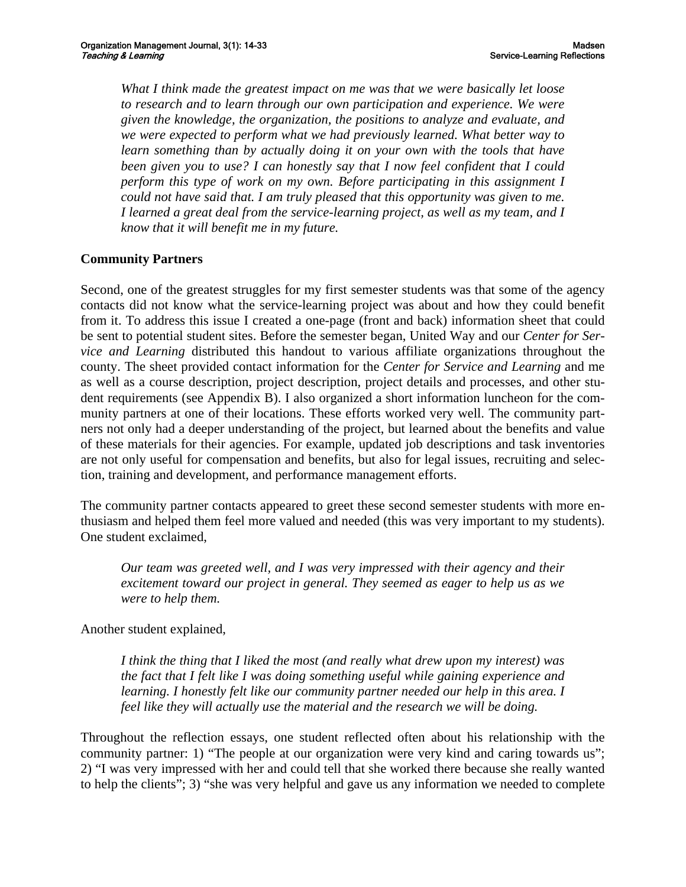*What I think made the greatest impact on me was that we were basically let loose to research and to learn through our own participation and experience. We were given the knowledge, the organization, the positions to analyze and evaluate, and we were expected to perform what we had previously learned. What better way to learn something than by actually doing it on your own with the tools that have been given you to use? I can honestly say that I now feel confident that I could perform this type of work on my own. Before participating in this assignment I could not have said that. I am truly pleased that this opportunity was given to me. I learned a great deal from the service-learning project, as well as my team, and I know that it will benefit me in my future.*

**Community Partners**

Second, one of the greatest struggles for my first semester students was that some of the agency contacts did not know what the service-learning project was about and how they could benefit from it. To address this issue I created a one-page (front and back) information sheet that could be sent to potential student sites. Before the semester began, United Way and our *Center for Service and Learning* distributed this handout to various affiliate organizations throughout the county. The sheet provided contact information for the *Center for Service and Learning* and me as well as a course description, project description, project details and processes, and other student requirements (see Appendix B). I also organized a short information luncheon for the community partners at one of their locations. These efforts worked very well. The community partners not only had a deeper understanding of the project, but learned about the benefits and value of these materials for their agencies. For example, updated job descriptions and task inventories are not only useful for compensation and benefits, but also for legal issues, recruiting and selection, training and development, and performance management efforts.

The community partner contacts appeared to greet these second semester students with more enthusiasm and helped them feel more valued and needed (this was very important to my students). One student exclaimed,

*Our team was greeted well, and I was very impressed with their agency and their excitement toward our project in general. They seemed as eager to help us as we were to help them.*

Another student explained,

*I think the thing that I liked the most (and really what drew upon my interest) was the fact that I felt like I was doing something useful while gaining experience and learning. I honestly felt like our community partner needed our help in this area. I feel like they will actually use the material and the research we will be doing.*

Throughout the reflection essays, one student reflected often about his relationship with the community partner: 1) "The people at our organization were very kind and caring towards us"; 2) "I was very impressed with her and could tell that she worked there because she really wanted to help the clients"; 3) "she was very helpful and gave us any information we needed to complete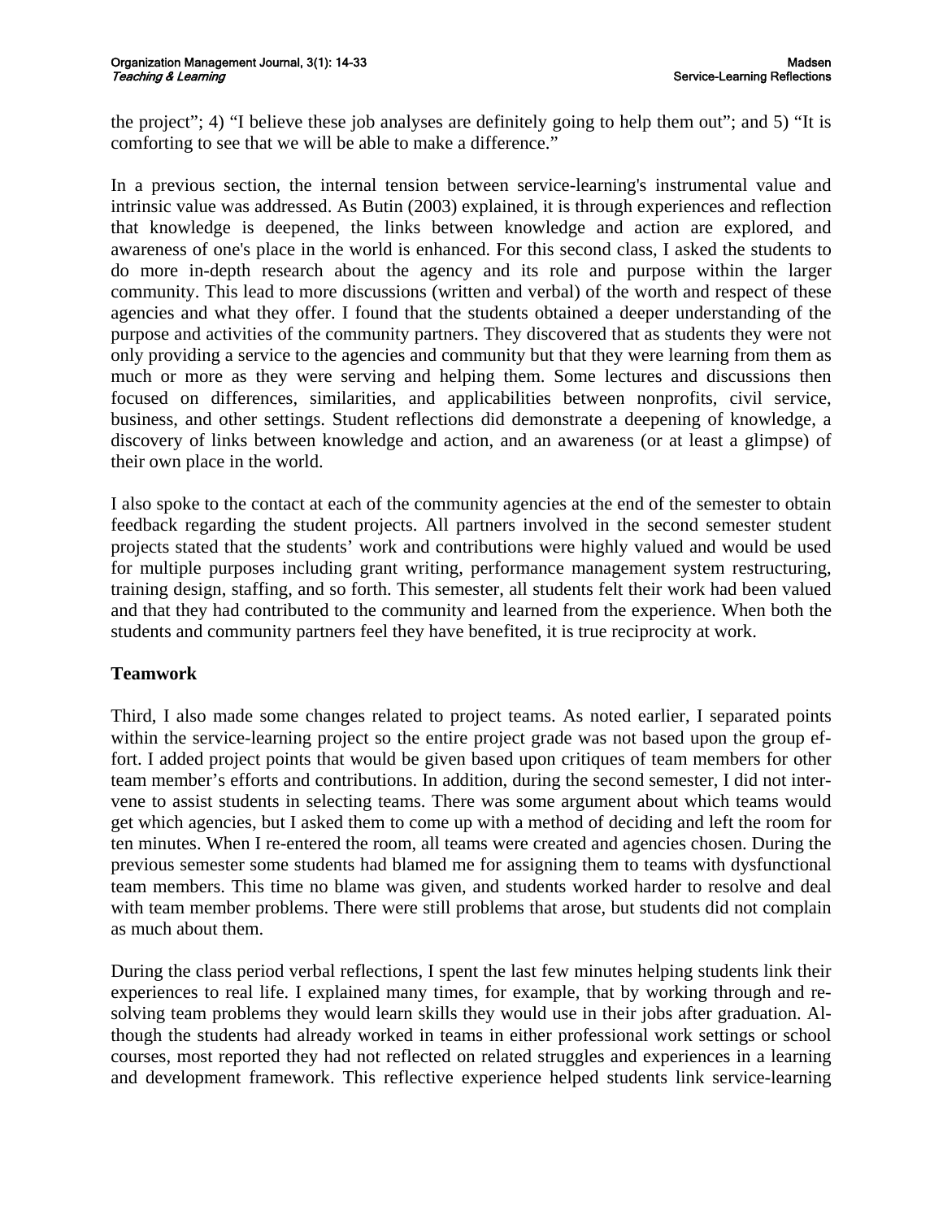the project"; 4) "I believe these job analyses are definitely going to help them out"; and 5) "It is comforting to see that we will be able to make a difference."

In a previous section, the internal tension between service-learning's instrumental value and intrinsic value was addressed. As Butin (2003) explained, it is through experiences and reflection that knowledge is deepened, the links between knowledge and action are explored, and awareness of one's place in the world is enhanced. For this second class, I asked the students to do more in-depth research about the agency and its role and purpose within the larger community. This lead to more discussions (written and verbal) of the worth and respect of these agencies and what they offer. I found that the students obtained a deeper understanding of the purpose and activities of the community partners. They discovered that as students they were not only providing a service to the agencies and community but that they were learning from them as much or more as they were serving and helping them. Some lectures and discussions then focused on differences, similarities, and applicabilities between nonprofits, civil service, business, and other settings. Student reflections did demonstrate a deepening of knowledge, a discovery of links between knowledge and action, and an awareness (or at least a glimpse) of their own place in the world.

I also spoke to the contact at each of the community agencies at the end of the semester to obtain feedback regarding the student projects. All partners involved in the second semester student projects stated that the students' work and contributions were highly valued and would be used for multiple purposes including grant writing, performance management system restructuring, training design, staffing, and so forth. This semester, all students felt their work had been valued and that they had contributed to the community and learned from the experience. When both the students and community partners feel they have benefited, it is true reciprocity at work.

## Teamwork

Third, I also made some changes related to project teams. As noted earlier, I separated points within the service-learning project so the entire project grade was not based upon the group effort. I added project points that would be given based upon critiques of team members for other team member's efforts and contributions. In addition, during the second semester, I did not intervene to assist students in selecting teams. There was some argument about which teams would get which agencies, but I asked them to come up with a method of deciding and left the room for ten minutes. When I re-entered the room, all teams were created and agencies chosen. During the previous semester some students had blamed me for assigning them to teams with dysfunctional team members. This time no blame was given, and students worked harder to resolve and deal with team member problems. There were still problems that arose, but students did not complain as much about them.

During the class period verbal reflections, I spent the last few minutes helping students link their experiences to real life. I explained many times, for example, that by working through and resolving team problems they would learn skills they would use in their jobs after graduation. Although the students had already worked in teams in either professional work settings or school courses, most reported they had not reflected on related struggles and experiences in a learning and development framework. This reflective experience helped students link service-learning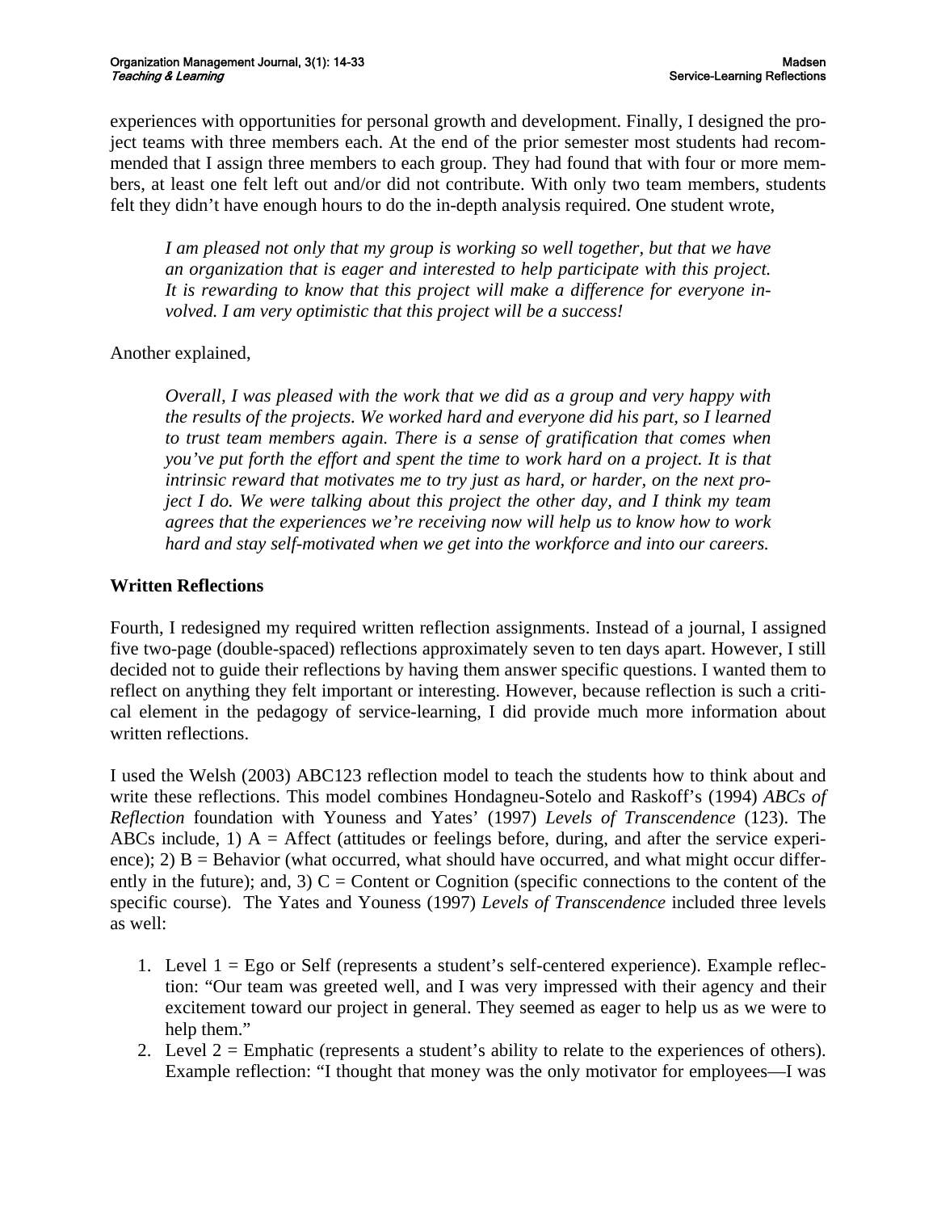experiences with opportunities for personal growth and development. Finally, I designed the project teams with three members each. At the end of the prior semester most students had recommended that I assign three members to each group. They had found that with four or more members, at least one felt left out and/or did not contribute. With only two team members, students felt they didn't have enough hours to do the in-depth analysis required. One student wrote,

> *I am pleased not only that my group is working so well together, but that we have an organization that is eager and interested to help participate with this project. It is rewarding to know that this project will make a difference for everyone involved. I am very optimistic that this project will be a success!*

Another explained,

> *Overall, I was pleased with the work that we did as a group and very happy with the results of the projects. We worked hard and everyone did his part, so I learned to trust team members again. There is a sense of gratification that comes when you've put forth the effort and spent the time to work hard on a project. It is that intrinsic reward that motivates me to try just as hard, or harder, on the next project I do. We were talking about this project the other day, and I think my team agrees that the experiences we're receiving now will help us to know how to work hard and stay self-motivated when we get into the workforce and into our careers.*

### Written Reflections

Fourth, I redesigned my required written reflection assignments. Instead of a journal, I assigned five two-page (double-spaced) reflections approximately seven to ten days apart. However, I still decided not to guide their reflections by having them answer specific questions. I wanted them to reflect on anything they felt important or interesting. However, because reflection is such a critical element in the pedagogy of service-learning, I did provide much more information about written reflections.

I used the Welsh (2003) ABC123 reflection model to teach the students how to think about and write these reflections. This model combines Hondagneu-Sotelo and Raskoff's (1994) *ABCs of Reflection* foundation with Youness and Yates' (1997) *Levels of Transcendence* (123). The ABCs include, 1) A = Affect (attitudes or feelings before, during, and after the service experience); 2) B = Behavior (what occurred, what should have occurred, and what might occur differently in the future); and, 3) C = Content or Cognition (specific connections to the content of the specific course). The Yates and Youness (1997) *Levels of Transcendence* included three levels as well:

1. Level 1 = Ego or Self (represents a student's self-centered experience). Example reflection: "Our team was greeted well, and I was very impressed with their agency and their excitement toward our project in general. They seemed as eager to help us as we were to help them."
2. Level 2 = Emphatic (represents a student's ability to relate to the experiences of others). Example reflection: "I thought that money was the only motivator for employees—I was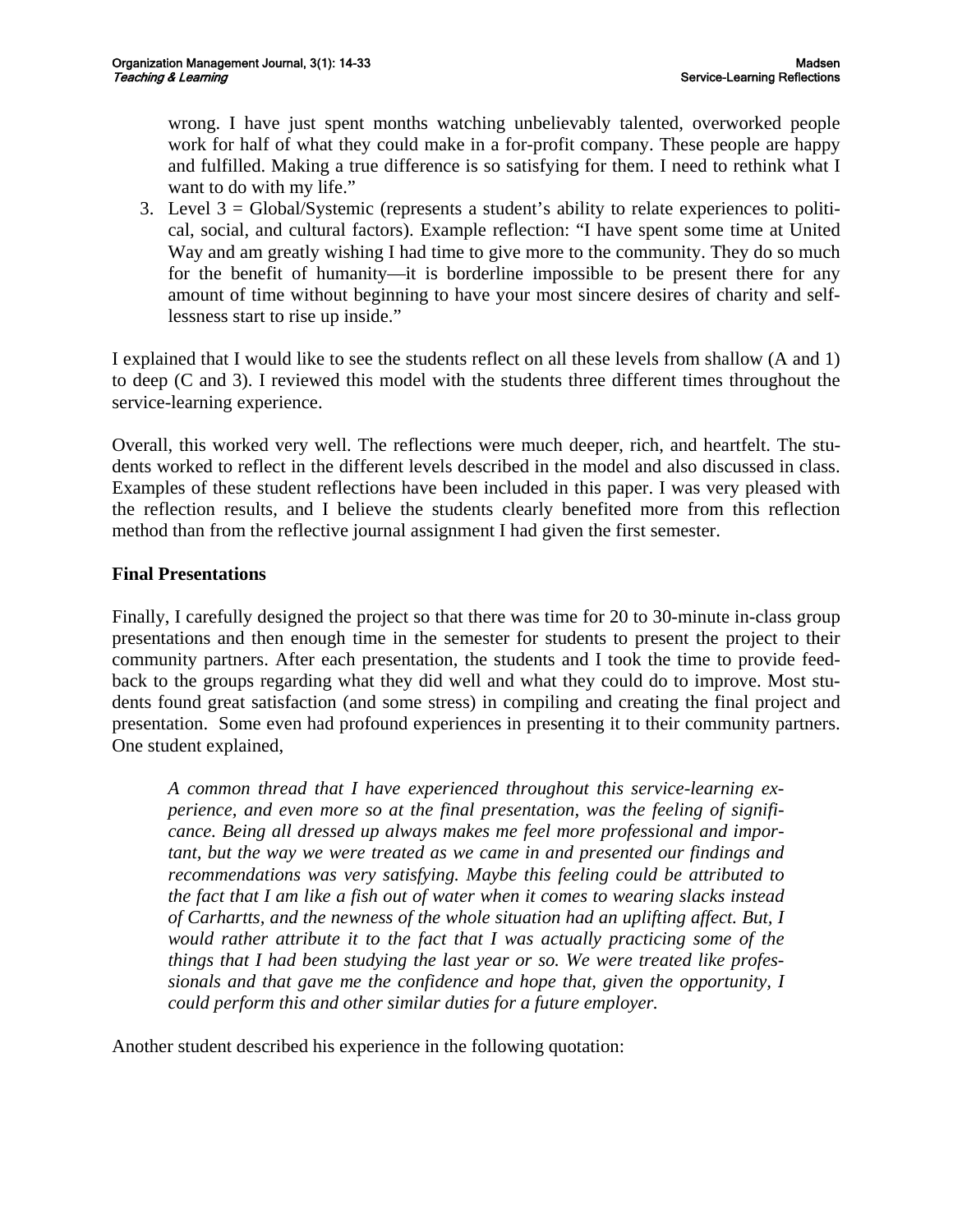wrong. I have just spent months watching unbelievably talented, overworked people work for half of what they could make in a for-profit company. These people are happy and fulfilled. Making a true difference is so satisfying for them. I need to rethink what I want to do with my life."

3. Level 3 = Global/Systemic (represents a student's ability to relate experiences to political, social, and cultural factors). Example reflection: "I have spent some time at United Way and am greatly wishing I had time to give more to the community. They do so much for the benefit of humanity—it is borderline impossible to be present there for any amount of time without beginning to have your most sincere desires of charity and selflessness start to rise up inside."

I explained that I would like to see the students reflect on all these levels from shallow (A and 1) to deep (C and 3). I reviewed this model with the students three different times throughout the service-learning experience.

Overall, this worked very well. The reflections were much deeper, rich, and heartfelt. The students worked to reflect in the different levels described in the model and also discussed in class. Examples of these student reflections have been included in this paper. I was very pleased with the reflection results, and I believe the students clearly benefited more from this reflection method than from the reflective journal assignment I had given the first semester.

**Final Presentations**

Finally, I carefully designed the project so that there was time for 20 to 30-minute in-class group presentations and then enough time in the semester for students to present the project to their community partners. After each presentation, the students and I took the time to provide feedback to the groups regarding what they did well and what they could do to improve. Most students found great satisfaction (and some stress) in compiling and creating the final project and presentation. Some even had profound experiences in presenting it to their community partners. One student explained,

> *A common thread that I have experienced throughout this service-learning experience, and even more so at the final presentation, was the feeling of significance. Being all dressed up always makes me feel more professional and important, but the way we were treated as we came in and presented our findings and recommendations was very satisfying. Maybe this feeling could be attributed to the fact that I am like a fish out of water when it comes to wearing slacks instead of Carhartts, and the newness of the whole situation had an uplifting affect. But, I would rather attribute it to the fact that I was actually practicing some of the things that I had been studying the last year or so. We were treated like professionals and that gave me the confidence and hope that, given the opportunity, I could perform this and other similar duties for a future employer.*

Another student described his experience in the following quotation: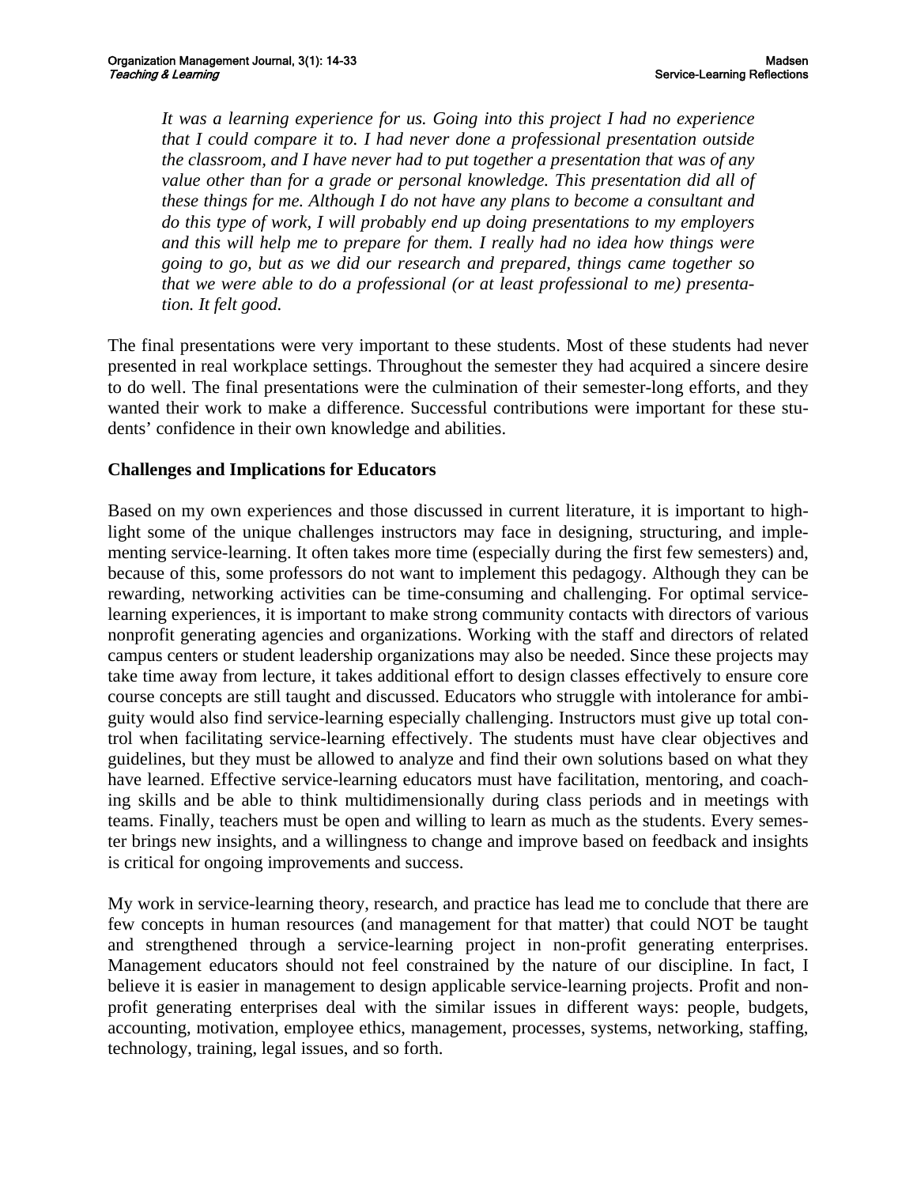> *It was a learning experience for us. Going into this project I had no experience that I could compare it to. I had never done a professional presentation outside the classroom, and I have never had to put together a presentation that was of any value other than for a grade or personal knowledge. This presentation did all of these things for me. Although I do not have any plans to become a consultant and do this type of work, I will probably end up doing presentations to my employers and this will help me to prepare for them. I really had no idea how things were going to go, but as we did our research and prepared, things came together so that we were able to do a professional (or at least professional to me) presentation. It felt good.*

The final presentations were very important to these students. Most of these students had never presented in real workplace settings. Throughout the semester they had acquired a sincere desire to do well. The final presentations were the culmination of their semester-long efforts, and they wanted their work to make a difference. Successful contributions were important for these students' confidence in their own knowledge and abilities.

### Challenges and Implications for Educators

Based on my own experiences and those discussed in current literature, it is important to highlight some of the unique challenges instructors may face in designing, structuring, and implementing service-learning. It often takes more time (especially during the first few semesters) and, because of this, some professors do not want to implement this pedagogy. Although they can be rewarding, networking activities can be time-consuming and challenging. For optimal service-learning experiences, it is important to make strong community contacts with directors of various nonprofit generating agencies and organizations. Working with the staff and directors of related campus centers or student leadership organizations may also be needed. Since these projects may take time away from lecture, it takes additional effort to design classes effectively to ensure core course concepts are still taught and discussed. Educators who struggle with intolerance for ambiguity would also find service-learning especially challenging. Instructors must give up total control when facilitating service-learning effectively. The students must have clear objectives and guidelines, but they must be allowed to analyze and find their own solutions based on what they have learned. Effective service-learning educators must have facilitation, mentoring, and coaching skills and be able to think multidimensionally during class periods and in meetings with teams. Finally, teachers must be open and willing to learn as much as the students. Every semester brings new insights, and a willingness to change and improve based on feedback and insights is critical for ongoing improvements and success.

My work in service-learning theory, research, and practice has lead me to conclude that there are few concepts in human resources (and management for that matter) that could NOT be taught and strengthened through a service-learning project in non-profit generating enterprises. Management educators should not feel constrained by the nature of our discipline. In fact, I believe it is easier in management to design applicable service-learning projects. Profit and non-profit generating enterprises deal with the similar issues in different ways: people, budgets, accounting, motivation, employee ethics, management, processes, systems, networking, staffing, technology, training, legal issues, and so forth.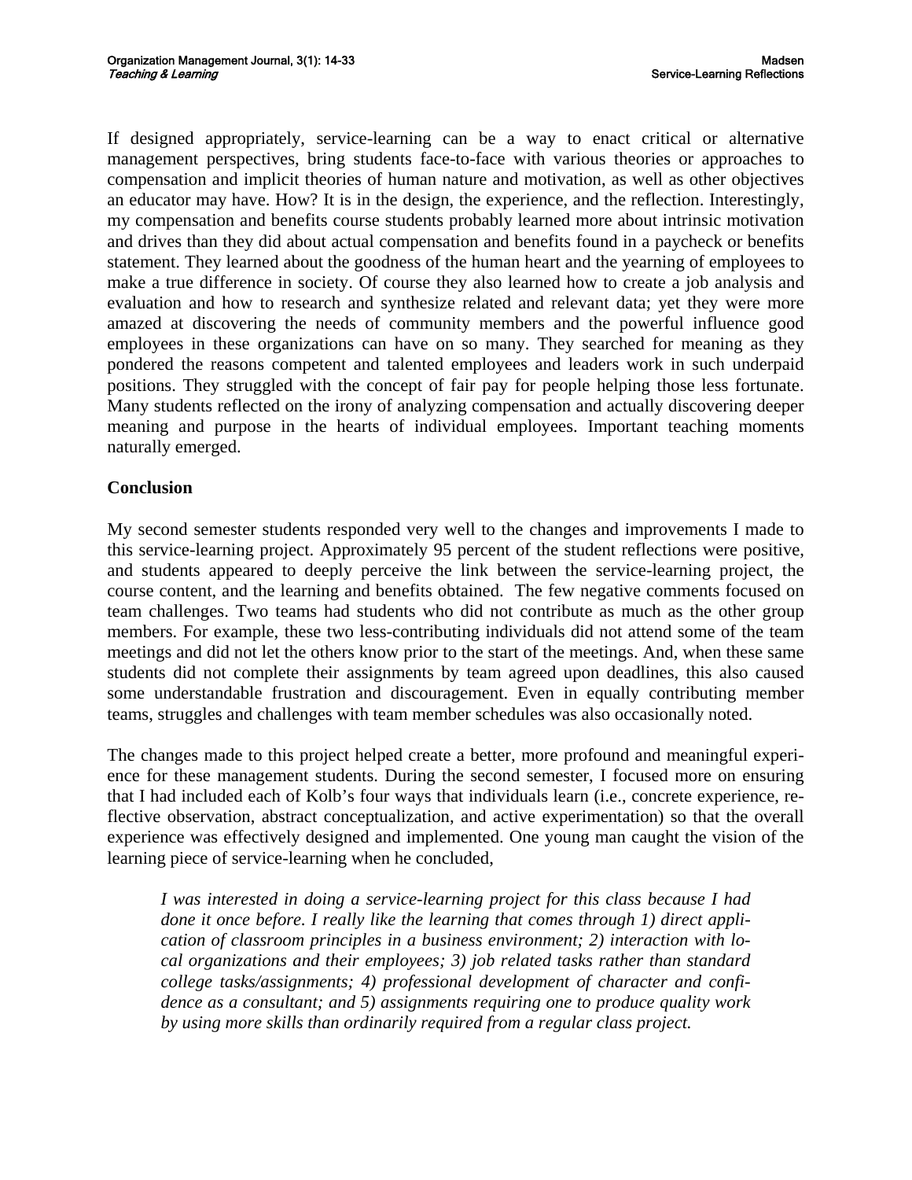If designed appropriately, service-learning can be a way to enact critical or alternative management perspectives, bring students face-to-face with various theories or approaches to compensation and implicit theories of human nature and motivation, as well as other objectives an educator may have. How? It is in the design, the experience, and the reflection. Interestingly, my compensation and benefits course students probably learned more about intrinsic motivation and drives than they did about actual compensation and benefits found in a paycheck or benefits statement. They learned about the goodness of the human heart and the yearning of employees to make a true difference in society. Of course they also learned how to create a job analysis and evaluation and how to research and synthesize related and relevant data; yet they were more amazed at discovering the needs of community members and the powerful influence good employees in these organizations can have on so many. They searched for meaning as they pondered the reasons competent and talented employees and leaders work in such underpaid positions. They struggled with the concept of fair pay for people helping those less fortunate. Many students reflected on the irony of analyzing compensation and actually discovering deeper meaning and purpose in the hearts of individual employees. Important teaching moments naturally emerged.

## Conclusion

My second semester students responded very well to the changes and improvements I made to this service-learning project. Approximately 95 percent of the student reflections were positive, and students appeared to deeply perceive the link between the service-learning project, the course content, and the learning and benefits obtained. The few negative comments focused on team challenges. Two teams had students who did not contribute as much as the other group members. For example, these two less-contributing individuals did not attend some of the team meetings and did not let the others know prior to the start of the meetings. And, when these same students did not complete their assignments by team agreed upon deadlines, this also caused some understandable frustration and discouragement. Even in equally contributing member teams, struggles and challenges with team member schedules was also occasionally noted.

The changes made to this project helped create a better, more profound and meaningful experience for these management students. During the second semester, I focused more on ensuring that I had included each of Kolb's four ways that individuals learn (i.e., concrete experience, reflective observation, abstract conceptualization, and active experimentation) so that the overall experience was effectively designed and implemented. One young man caught the vision of the learning piece of service-learning when he concluded,

> *I was interested in doing a service-learning project for this class because I had done it once before. I really like the learning that comes through 1) direct application of classroom principles in a business environment; 2) interaction with local organizations and their employees; 3) job related tasks rather than standard college tasks/assignments; 4) professional development of character and confidence as a consultant; and 5) assignments requiring one to produce quality work by using more skills than ordinarily required from a regular class project.*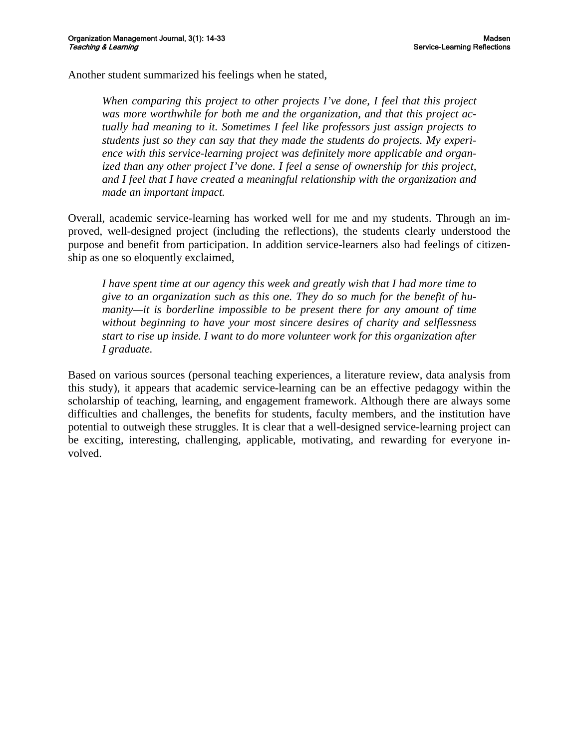Another student summarized his feelings when he stated,

> *When comparing this project to other projects I've done, I feel that this project was more worthwhile for both me and the organization, and that this project actually had meaning to it. Sometimes I feel like professors just assign projects to students just so they can say that they made the students do projects. My experience with this service-learning project was definitely more applicable and organized than any other project I've done. I feel a sense of ownership for this project, and I feel that I have created a meaningful relationship with the organization and made an important impact.*

Overall, academic service-learning has worked well for me and my students. Through an improved, well-designed project (including the reflections), the students clearly understood the purpose and benefit from participation. In addition service-learners also had feelings of citizenship as one so eloquently exclaimed,

> *I have spent time at our agency this week and greatly wish that I had more time to give to an organization such as this one. They do so much for the benefit of humanity—it is borderline impossible to be present there for any amount of time without beginning to have your most sincere desires of charity and selflessness start to rise up inside. I want to do more volunteer work for this organization after I graduate.*

Based on various sources (personal teaching experiences, a literature review, data analysis from this study), it appears that academic service-learning can be an effective pedagogy within the scholarship of teaching, learning, and engagement framework. Although there are always some difficulties and challenges, the benefits for students, faculty members, and the institution have potential to outweigh these struggles. It is clear that a well-designed service-learning project can be exciting, interesting, challenging, applicable, motivating, and rewarding for everyone involved.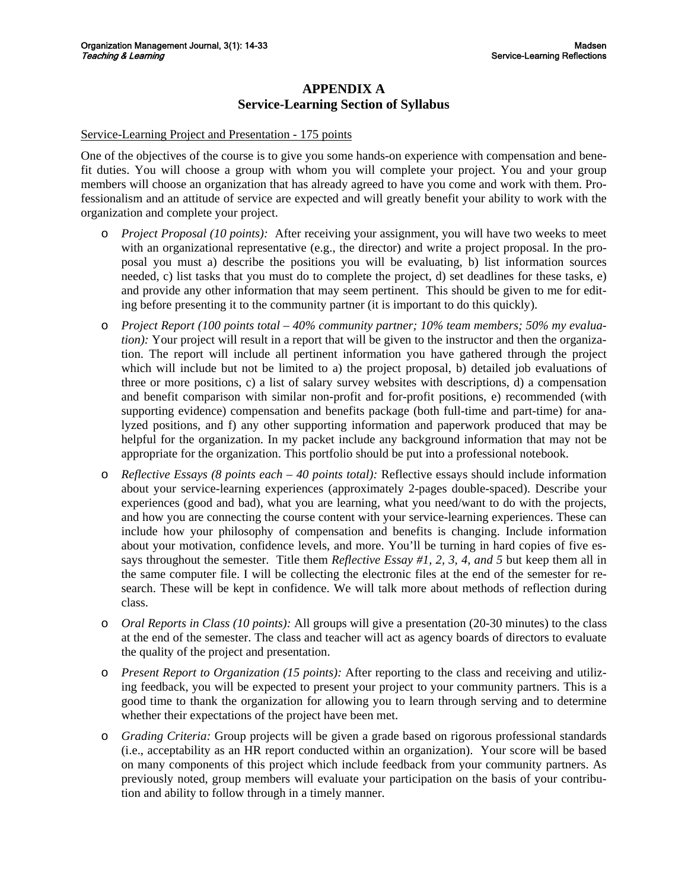## APPENDIX A
## Service-Learning Section of Syllabus

Service-Learning Project and Presentation - 175 points

One of the objectives of the course is to give you some hands-on experience with compensation and benefit duties. You will choose a group with whom you will complete your project. You and your group members will choose an organization that has already agreed to have you come and work with them. Professionalism and an attitude of service are expected and will greatly benefit your ability to work with the organization and complete your project.

- *Project Proposal (10 points):* After receiving your assignment, you will have two weeks to meet with an organizational representative (e.g., the director) and write a project proposal. In the proposal you must a) describe the positions you will be evaluating, b) list information sources needed, c) list tasks that you must do to complete the project, d) set deadlines for these tasks, e) and provide any other information that may seem pertinent. This should be given to me for editing before presenting it to the community partner (it is important to do this quickly).
- *Project Report (100 points total – 40% community partner; 10% team members; 50% my evaluation):* Your project will result in a report that will be given to the instructor and then the organization. The report will include all pertinent information you have gathered through the project which will include but not be limited to a) the project proposal, b) detailed job evaluations of three or more positions, c) a list of salary survey websites with descriptions, d) a compensation and benefit comparison with similar non-profit and for-profit positions, e) recommended (with supporting evidence) compensation and benefits package (both full-time and part-time) for analyzed positions, and f) any other supporting information and paperwork produced that may be helpful for the organization. In my packet include any background information that may not be appropriate for the organization. This portfolio should be put into a professional notebook.
- *Reflective Essays (8 points each – 40 points total):* Reflective essays should include information about your service-learning experiences (approximately 2-pages double-spaced). Describe your experiences (good and bad), what you are learning, what you need/want to do with the projects, and how you are connecting the course content with your service-learning experiences. These can include how your philosophy of compensation and benefits is changing. Include information about your motivation, confidence levels, and more. You'll be turning in hard copies of five essays throughout the semester. Title them *Reflective Essay #1, 2, 3, 4, and 5* but keep them all in the same computer file. I will be collecting the electronic files at the end of the semester for research. These will be kept in confidence. We will talk more about methods of reflection during class.
- *Oral Reports in Class (10 points):* All groups will give a presentation (20-30 minutes) to the class at the end of the semester. The class and teacher will act as agency boards of directors to evaluate the quality of the project and presentation.
- *Present Report to Organization (15 points):* After reporting to the class and receiving and utilizing feedback, you will be expected to present your project to your community partners. This is a good time to thank the organization for allowing you to learn through serving and to determine whether their expectations of the project have been met.
- *Grading Criteria:* Group projects will be given a grade based on rigorous professional standards (i.e., acceptability as an HR report conducted within an organization). Your score will be based on many components of this project which include feedback from your community partners. As previously noted, group members will evaluate your participation on the basis of your contribution and ability to follow through in a timely manner.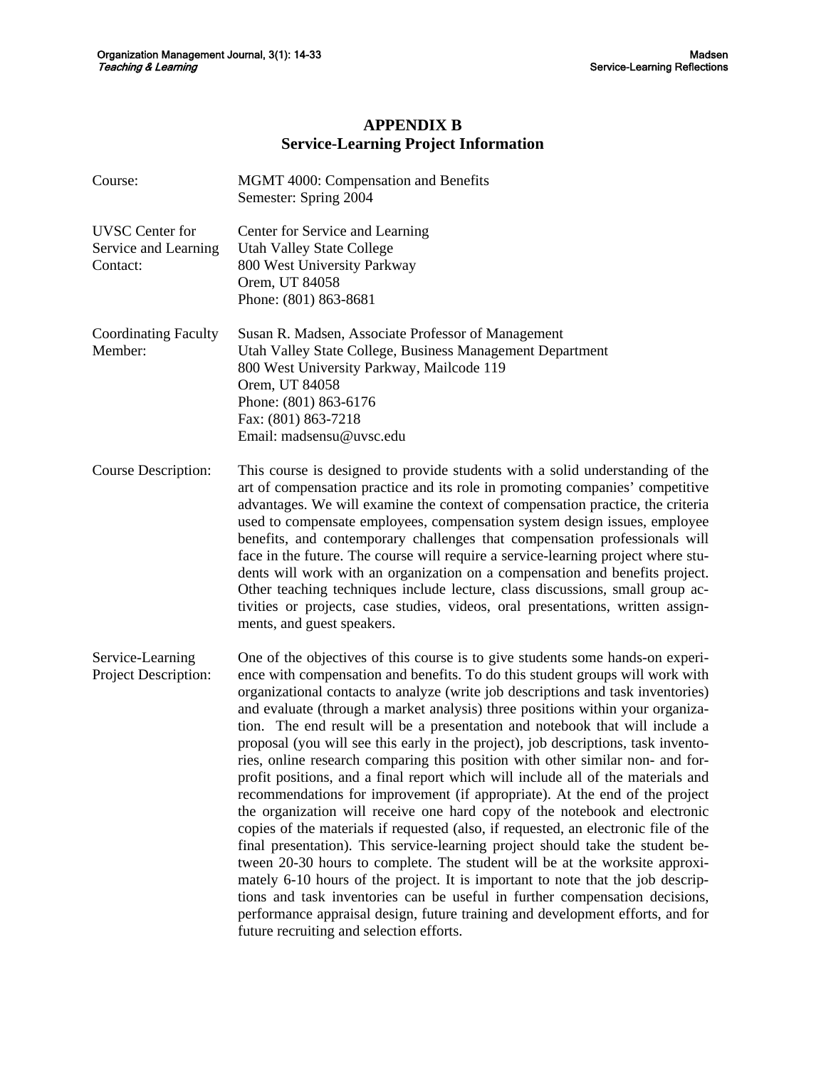# APPENDIX B
## Service-Learning Project Information

| | |
|---|---|
| Course: | MGMT 4000: Compensation and Benefits<br>Semester: Spring 2004 |
| UVSC Center for Service and Learning Contact: | Center for Service and Learning<br>Utah Valley State College<br>800 West University Parkway<br>Orem, UT 84058<br>Phone: (801) 863-8681 |
| Coordinating Faculty Member: | Susan R. Madsen, Associate Professor of Management<br>Utah Valley State College, Business Management Department<br>800 West University Parkway, Mailcode 119<br>Orem, UT 84058<br>Phone: (801) 863-6176<br>Fax: (801) 863-7218<br>Email: madsensu@uvsc.edu |
| Course Description: | This course is designed to provide students with a solid understanding of the art of compensation practice and its role in promoting companies' competitive advantages. We will examine the context of compensation practice, the criteria used to compensate employees, compensation system design issues, employee benefits, and contemporary challenges that compensation professionals will face in the future. The course will require a service-learning project where students will work with an organization on a compensation and benefits project. Other teaching techniques include lecture, class discussions, small group activities or projects, case studies, videos, oral presentations, written assignments, and guest speakers. |
| Service-Learning Project Description: | One of the objectives of this course is to give students some hands-on experience with compensation and benefits. To do this student groups will work with organizational contacts to analyze (write job descriptions and task inventories) and evaluate (through a market analysis) three positions within your organization. The end result will be a presentation and notebook that will include a proposal (you will see this early in the project), job descriptions, task inventories, online research comparing this position with other similar non- and for-profit positions, and a final report which will include all of the materials and recommendations for improvement (if appropriate). At the end of the project the organization will receive one hard copy of the notebook and electronic copies of the materials if requested (also, if requested, an electronic file of the final presentation). This service-learning project should take the student between 20-30 hours to complete. The student will be at the worksite approximately 6-10 hours of the project. It is important to note that the job descriptions and task inventories can be useful in further compensation decisions, performance appraisal design, future training and development efforts, and for future recruiting and selection efforts. |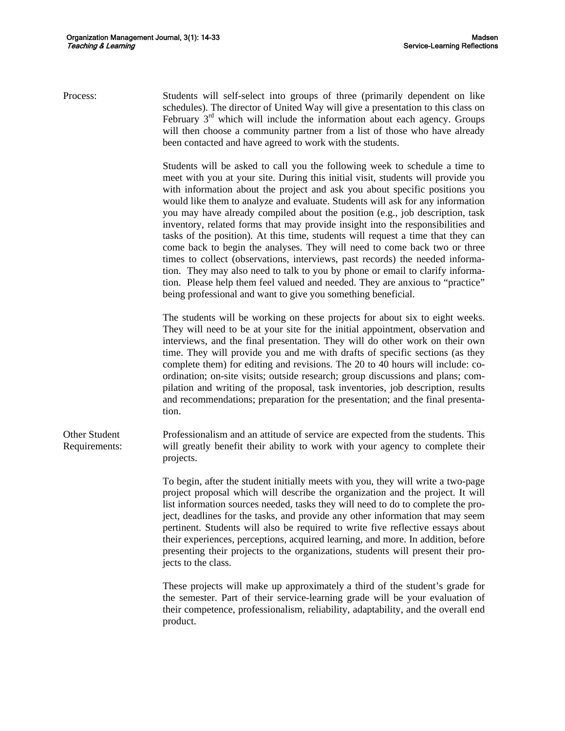**Process:** Students will self-select into groups of three (primarily dependent on like schedules). The director of United Way will give a presentation to this class on February 3rd which will include the information about each agency. Groups will then choose a community partner from a list of those who have already been contacted and have agreed to work with the students.

Students will be asked to call you the following week to schedule a time to meet with you at your site. During this initial visit, students will provide you with information about the project and ask you about specific positions you would like them to analyze and evaluate. Students will ask for any information you may have already compiled about the position (e.g., job description, task inventory, related forms that may provide insight into the responsibilities and tasks of the position). At this time, students will request a time that they can come back to begin the analyses. They will need to come back two or three times to collect (observations, interviews, past records) the needed information. They may also need to talk to you by phone or email to clarify information. Please help them feel valued and needed. They are anxious to "practice" being professional and want to give you something beneficial.

The students will be working on these projects for about six to eight weeks. They will need to be at your site for the initial appointment, observation and interviews, and the final presentation. They will do other work on their own time. They will provide you and me with drafts of specific sections (as they complete them) for editing and revisions. The 20 to 40 hours will include: coordination; on-site visits; outside research; group discussions and plans; compilation and writing of the proposal, task inventories, job description, results and recommendations; preparation for the presentation; and the final presentation.

**Other Student Requirements:** Professionalism and an attitude of service are expected from the students. This will greatly benefit their ability to work with your agency to complete their projects.

To begin, after the student initially meets with you, they will write a two-page project proposal which will describe the organization and the project. It will list information sources needed, tasks they will need to do to complete the project, deadlines for the tasks, and provide any other information that may seem pertinent. Students will also be required to write five reflective essays about their experiences, perceptions, acquired learning, and more. In addition, before presenting their projects to the organizations, students will present their projects to the class.

These projects will make up approximately a third of the student's grade for the semester. Part of their service-learning grade will be your evaluation of their competence, professionalism, reliability, adaptability, and the overall end product.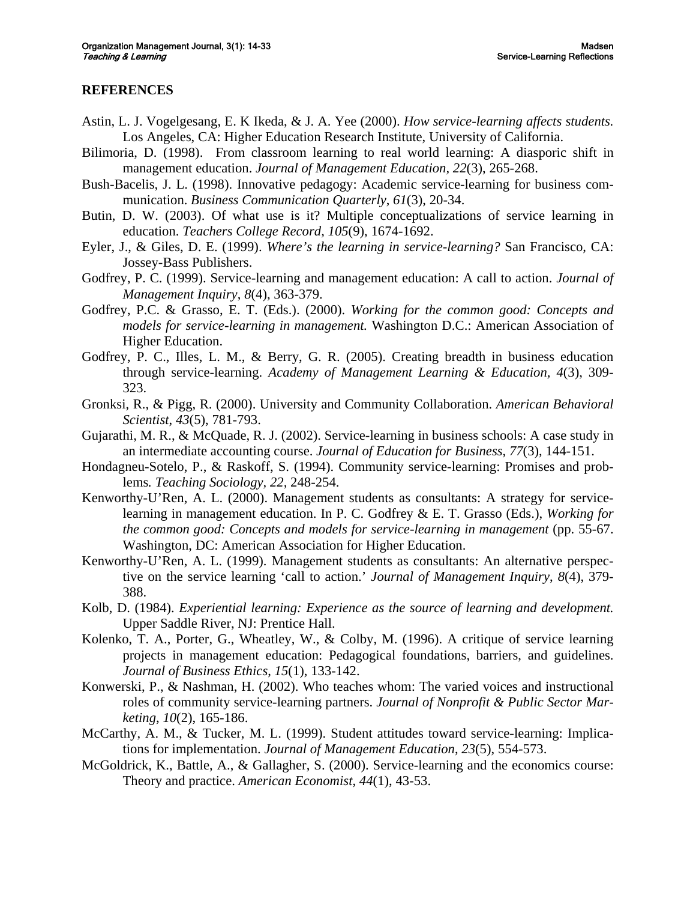## REFERENCES

Astin, L. J. Vogelgesang, E. K Ikeda, & J. A. Yee (2000). *How service-learning affects students.* Los Angeles, CA: Higher Education Research Institute, University of California.

Bilimoria, D. (1998). From classroom learning to real world learning: A diasporic shift in management education. *Journal of Management Education, 22*(3), 265-268.

Bush-Bacelis, J. L. (1998). Innovative pedagogy: Academic service-learning for business communication. *Business Communication Quarterly*, *61*(3), 20-34.

Butin, D. W. (2003). Of what use is it? Multiple conceptualizations of service learning in education. *Teachers College Record, 105*(9), 1674-1692.

Eyler, J., & Giles, D. E. (1999). *Where's the learning in service-learning?* San Francisco, CA: Jossey-Bass Publishers.

Godfrey, P. C. (1999). Service-learning and management education: A call to action. *Journal of Management Inquiry*, *8*(4), 363-379.

Godfrey, P.C. & Grasso, E. T. (Eds.). (2000). *Working for the common good: Concepts and models for service-learning in management.* Washington D.C.: American Association of Higher Education.

Godfrey, P. C., Illes, L. M., & Berry, G. R. (2005). Creating breadth in business education through service-learning. *Academy of Management Learning & Education*, *4*(3), 309-323.

Gronksi, R., & Pigg, R. (2000). University and Community Collaboration. *American Behavioral Scientist*, *43*(5), 781-793.

Gujarathi, M. R., & McQuade, R. J. (2002). Service-learning in business schools: A case study in an intermediate accounting course. *Journal of Education for Business*, *77*(3), 144-151.

Hondagneu-Sotelo, P., & Raskoff, S. (1994). Community service-learning: Promises and problems. *Teaching Sociology*, *22,* 248-254.

Kenworthy-U'Ren, A. L. (2000). Management students as consultants: A strategy for service-learning in management education. In P. C. Godfrey & E. T. Grasso (Eds.), *Working for the common good: Concepts and models for service-learning in management* (pp. 55-67. Washington, DC: American Association for Higher Education.

Kenworthy-U'Ren, A. L. (1999). Management students as consultants: An alternative perspective on the service learning 'call to action.' *Journal of Management Inquiry*, *8*(4), 379-388.

Kolb, D. (1984). *Experiential learning: Experience as the source of learning and development.* Upper Saddle River, NJ: Prentice Hall.

Kolenko, T. A., Porter, G., Wheatley, W., & Colby, M. (1996). A critique of service learning projects in management education: Pedagogical foundations, barriers, and guidelines. *Journal of Business Ethics*, *15*(1), 133-142.

Konwerski, P., & Nashman, H. (2002). Who teaches whom: The varied voices and instructional roles of community service-learning partners. *Journal of Nonprofit & Public Sector Marketing*, *10*(2), 165-186.

McCarthy, A. M., & Tucker, M. L. (1999). Student attitudes toward service-learning: Implications for implementation. *Journal of Management Education*, *23*(5), 554-573.

McGoldrick, K., Battle, A., & Gallagher, S. (2000). Service-learning and the economics course: Theory and practice. *American Economist*, *44*(1), 43-53.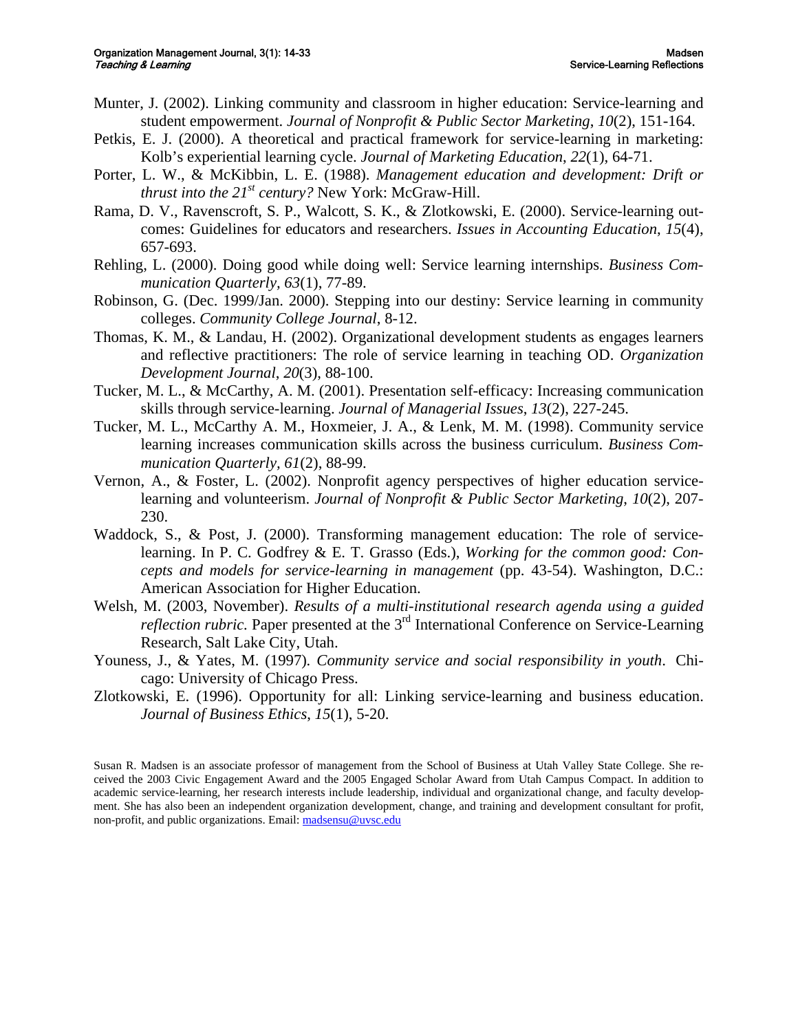Munter, J. (2002). Linking community and classroom in higher education: Service-learning and student empowerment. *Journal of Nonprofit & Public Sector Marketing*, *10*(2), 151-164.

Petkis, E. J. (2000). A theoretical and practical framework for service-learning in marketing: Kolb's experiential learning cycle. *Journal of Marketing Education*, *22*(1), 64-71.

Porter, L. W., & McKibbin, L. E. (1988). *Management education and development: Drift or thrust into the 21st century?* New York: McGraw-Hill.

Rama, D. V., Ravenscroft, S. P., Walcott, S. K., & Zlotkowski, E. (2000). Service-learning outcomes: Guidelines for educators and researchers. *Issues in Accounting Education*, *15*(4), 657-693.

Rehling, L. (2000). Doing good while doing well: Service learning internships. *Business Communication Quarterly*, *63*(1), 77-89.

Robinson, G. (Dec. 1999/Jan. 2000). Stepping into our destiny: Service learning in community colleges. *Community College Journal*, 8-12.

Thomas, K. M., & Landau, H. (2002). Organizational development students as engages learners and reflective practitioners: The role of service learning in teaching OD. *Organization Development Journal*, *20*(3), 88-100.

Tucker, M. L., & McCarthy, A. M. (2001). Presentation self-efficacy: Increasing communication skills through service-learning. *Journal of Managerial Issues*, *13*(2), 227-245.

Tucker, M. L., McCarthy A. M., Hoxmeier, J. A., & Lenk, M. M. (1998). Community service learning increases communication skills across the business curriculum. *Business Communication Quarterly*, *61*(2), 88-99.

Vernon, A., & Foster, L. (2002). Nonprofit agency perspectives of higher education service-learning and volunteerism. *Journal of Nonprofit & Public Sector Marketing*, *10*(2), 207-230.

Waddock, S., & Post, J. (2000). Transforming management education: The role of service-learning. In P. C. Godfrey & E. T. Grasso (Eds.), *Working for the common good: Concepts and models for service-learning in management* (pp. 43-54). Washington, D.C.: American Association for Higher Education.

Welsh, M. (2003, November). *Results of a multi-institutional research agenda using a guided reflection rubric.* Paper presented at the 3rd International Conference on Service-Learning Research, Salt Lake City, Utah.

Youness, J., & Yates, M. (1997). *Community service and social responsibility in youth*. Chicago: University of Chicago Press.

Zlotkowski, E. (1996). Opportunity for all: Linking service-learning and business education. *Journal of Business Ethics*, *15*(1), 5-20.

Susan R. Madsen is an associate professor of management from the School of Business at Utah Valley State College. She received the 2003 Civic Engagement Award and the 2005 Engaged Scholar Award from Utah Campus Compact. In addition to academic service-learning, her research interests include leadership, individual and organizational change, and faculty development. She has also been an independent organization development, change, and training and development consultant for profit, non-profit, and public organizations. Email: madsensu@uvsc.edu